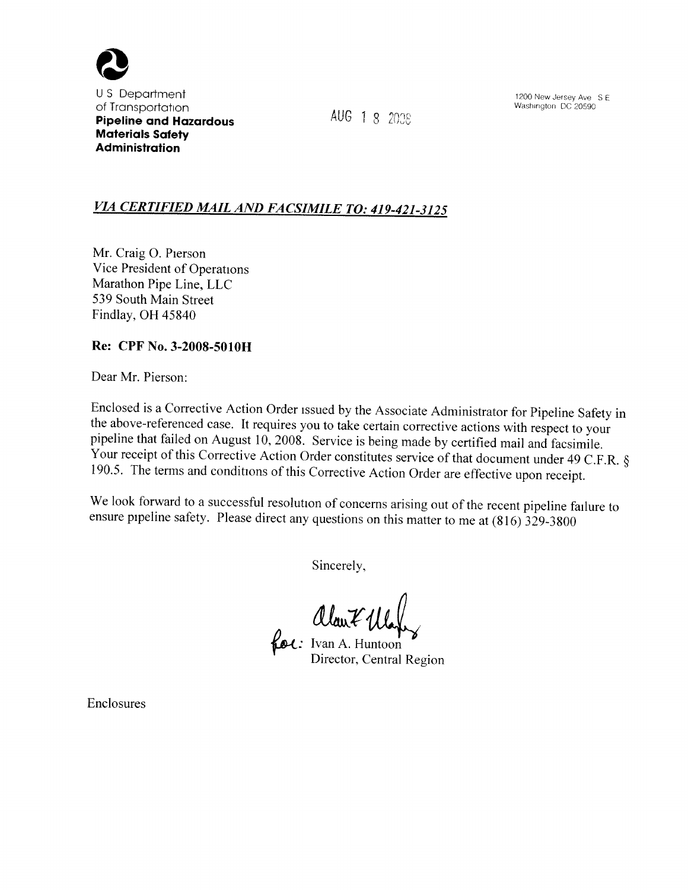U S Department of Transportation
**Pipeline and Hazardous Materials Safety Administration**

AUG 18 2008

1200 New Jersey Ave S E
Washington DC 20590

***VIA CERTIFIED MAIL AND FACSIMILE TO: 419-421-3125***

Mr. Craig O. Pierson
Vice President of Operations
Marathon Pipe Line, LLC
539 South Main Street
Findlay, OH 45840

**Re: CPF No. 3-2008-5010H**

Dear Mr. Pierson:

Enclosed is a Corrective Action Order issued by the Associate Administrator for Pipeline Safety in the above-referenced case. It requires you to take certain corrective actions with respect to your pipeline that failed on August 10, 2008. Service is being made by certified mail and facsimile. Your receipt of this Corrective Action Order constitutes service of that document under 49 C.F.R. § 190.5. The terms and conditions of this Corrective Action Order are effective upon receipt.

We look forward to a successful resolution of concerns arising out of the recent pipeline failure to ensure pipeline safety. Please direct any questions on this matter to me at (816) 329-3800

Sincerely,

for: Ivan A. Huntoon
Director, Central Region

Enclosures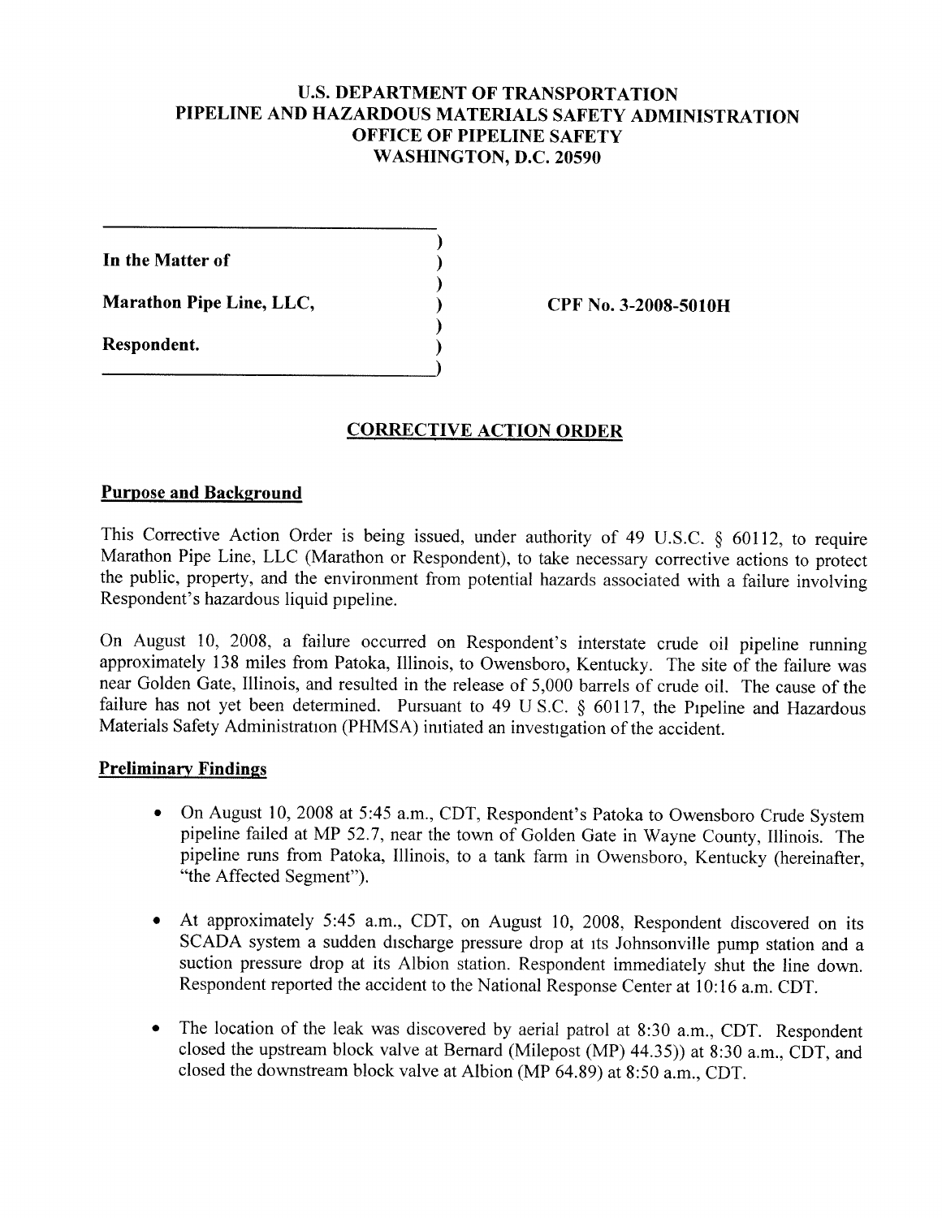# U.S. DEPARTMENT OF TRANSPORTATION
# PIPELINE AND HAZARDOUS MATERIALS SAFETY ADMINISTRATION
# OFFICE OF PIPELINE SAFETY
# WASHINGTON, D.C. 20590

**In the Matter of**

**Marathon Pipe Line, LLC,**

**Respondent.**

**CPF No. 3-2008-5010H**

## CORRECTIVE ACTION ORDER

### Purpose and Background

This Corrective Action Order is being issued, under authority of 49 U.S.C. § 60112, to require Marathon Pipe Line, LLC (Marathon or Respondent), to take necessary corrective actions to protect the public, property, and the environment from potential hazards associated with a failure involving Respondent's hazardous liquid pipeline.

On August 10, 2008, a failure occurred on Respondent's interstate crude oil pipeline running approximately 138 miles from Patoka, Illinois, to Owensboro, Kentucky. The site of the failure was near Golden Gate, Illinois, and resulted in the release of 5,000 barrels of crude oil. The cause of the failure has not yet been determined. Pursuant to 49 U.S.C. § 60117, the Pipeline and Hazardous Materials Safety Administration (PHMSA) initiated an investigation of the accident.

### Preliminary Findings

- On August 10, 2008 at 5:45 a.m., CDT, Respondent's Patoka to Owensboro Crude System pipeline failed at MP 52.7, near the town of Golden Gate in Wayne County, Illinois. The pipeline runs from Patoka, Illinois, to a tank farm in Owensboro, Kentucky (hereinafter, "the Affected Segment").
- At approximately 5:45 a.m., CDT, on August 10, 2008, Respondent discovered on its SCADA system a sudden discharge pressure drop at its Johnsonville pump station and a suction pressure drop at its Albion station. Respondent immediately shut the line down. Respondent reported the accident to the National Response Center at 10:16 a.m. CDT.
- The location of the leak was discovered by aerial patrol at 8:30 a.m., CDT. Respondent closed the upstream block valve at Bernard (Milepost (MP) 44.35)) at 8:30 a.m., CDT, and closed the downstream block valve at Albion (MP 64.89) at 8:50 a.m., CDT.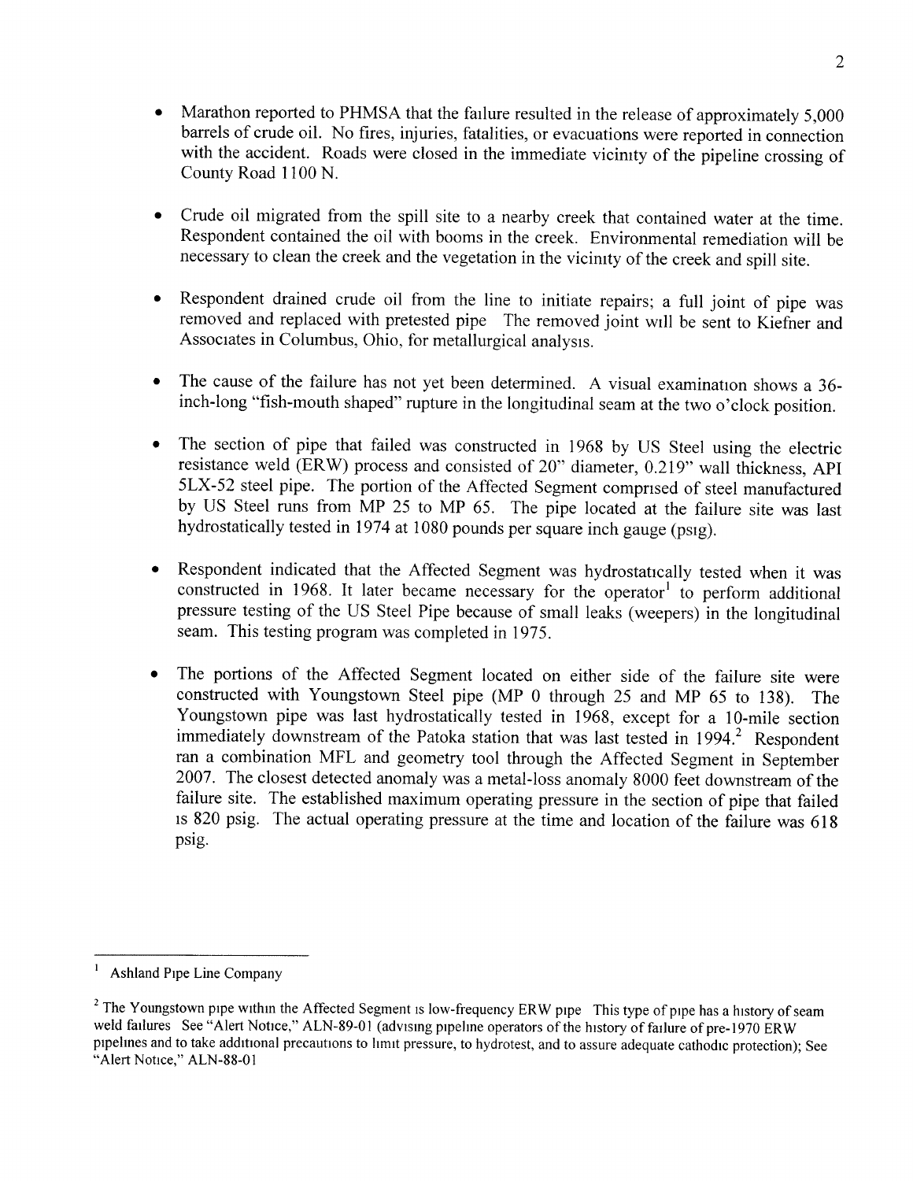- Marathon reported to PHMSA that the failure resulted in the release of approximately 5,000 barrels of crude oil. No fires, injuries, fatalities, or evacuations were reported in connection with the accident. Roads were closed in the immediate vicinity of the pipeline crossing of County Road 1100 N.

- Crude oil migrated from the spill site to a nearby creek that contained water at the time. Respondent contained the oil with booms in the creek. Environmental remediation will be necessary to clean the creek and the vegetation in the vicinity of the creek and spill site.

- Respondent drained crude oil from the line to initiate repairs; a full joint of pipe was removed and replaced with pretested pipe The removed joint will be sent to Kiefner and Associates in Columbus, Ohio, for metallurgical analysis.

- The cause of the failure has not yet been determined. A visual examination shows a 36-inch-long "fish-mouth shaped" rupture in the longitudinal seam at the two o'clock position.

- The section of pipe that failed was constructed in 1968 by US Steel using the electric resistance weld (ERW) process and consisted of 20" diameter, 0.219" wall thickness, API 5LX-52 steel pipe. The portion of the Affected Segment comprised of steel manufactured by US Steel runs from MP 25 to MP 65. The pipe located at the failure site was last hydrostatically tested in 1974 at 1080 pounds per square inch gauge (psig).

- Respondent indicated that the Affected Segment was hydrostatically tested when it was constructed in 1968. It later became necessary for the operator[1] to perform additional pressure testing of the US Steel Pipe because of small leaks (weepers) in the longitudinal seam. This testing program was completed in 1975.

- The portions of the Affected Segment located on either side of the failure site were constructed with Youngstown Steel pipe (MP 0 through 25 and MP 65 to 138). The Youngstown pipe was last hydrostatically tested in 1968, except for a 10-mile section immediately downstream of the Patoka station that was last tested in 1994.[2] Respondent ran a combination MFL and geometry tool through the Affected Segment in September 2007. The closest detected anomaly was a metal-loss anomaly 8000 feet downstream of the failure site. The established maximum operating pressure in the section of pipe that failed is 820 psig. The actual operating pressure at the time and location of the failure was 618 psig.

---

[1] Ashland Pipe Line Company

[2] The Youngstown pipe within the Affected Segment is low-frequency ERW pipe This type of pipe has a history of seam weld failures See "Alert Notice," ALN-89-01 (advising pipeline operators of the history of failure of pre-1970 ERW pipelines and to take additional precautions to limit pressure, to hydrotest, and to assure adequate cathodic protection); See "Alert Notice," ALN-88-01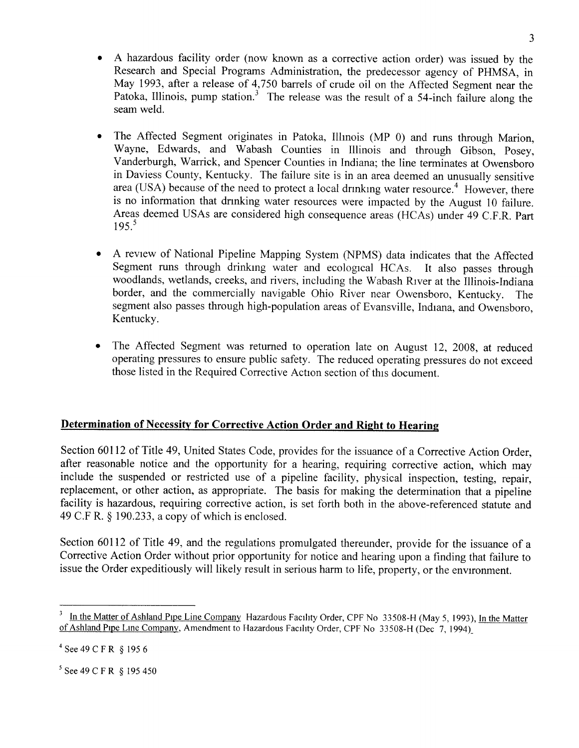- A hazardous facility order (now known as a corrective action order) was issued by the Research and Special Programs Administration, the predecessor agency of PHMSA, in May 1993, after a release of 4,750 barrels of crude oil on the Affected Segment near the Patoka, Illinois, pump station.[3] The release was the result of a 54-inch failure along the seam weld.

- The Affected Segment originates in Patoka, Illinois (MP 0) and runs through Marion, Wayne, Edwards, and Wabash Counties in Illinois and through Gibson, Posey, Vanderburgh, Warrick, and Spencer Counties in Indiana; the line terminates at Owensboro in Daviess County, Kentucky. The failure site is in an area deemed an unusually sensitive area (USA) because of the need to protect a local drinking water resource.[4] However, there is no information that drinking water resources were impacted by the August 10 failure. Areas deemed USAs are considered high consequence areas (HCAs) under 49 C.F.R. Part 195.[5]

- A review of National Pipeline Mapping System (NPMS) data indicates that the Affected Segment runs through drinking water and ecological HCAs. It also passes through woodlands, wetlands, creeks, and rivers, including the Wabash River at the Illinois-Indiana border, and the commercially navigable Ohio River near Owensboro, Kentucky. The segment also passes through high-population areas of Evansville, Indiana, and Owensboro, Kentucky.

- The Affected Segment was returned to operation late on August 12, 2008, at reduced operating pressures to ensure public safety. The reduced operating pressures do not exceed those listed in the Required Corrective Action section of this document.

## Determination of Necessity for Corrective Action Order and Right to Hearing

Section 60112 of Title 49, United States Code, provides for the issuance of a Corrective Action Order, after reasonable notice and the opportunity for a hearing, requiring corrective action, which may include the suspended or restricted use of a pipeline facility, physical inspection, testing, repair, replacement, or other action, as appropriate. The basis for making the determination that a pipeline facility is hazardous, requiring corrective action, is set forth both in the above-referenced statute and 49 C.F.R. § 190.233, a copy of which is enclosed.

Section 60112 of Title 49, and the regulations promulgated thereunder, provide for the issuance of a Corrective Action Order without prior opportunity for notice and hearing upon a finding that failure to issue the Order expeditiously will likely result in serious harm to life, property, or the environment.

---

[3] In the Matter of Ashland Pipe Line Company Hazardous Facility Order, CPF No 33508-H (May 5, 1993), In the Matter of Ashland Pipe Line Company, Amendment to Hazardous Facility Order, CPF No 33508-H (Dec 7, 1994).

[4] See 49 C F R § 195 6

[5] See 49 C F R § 195 450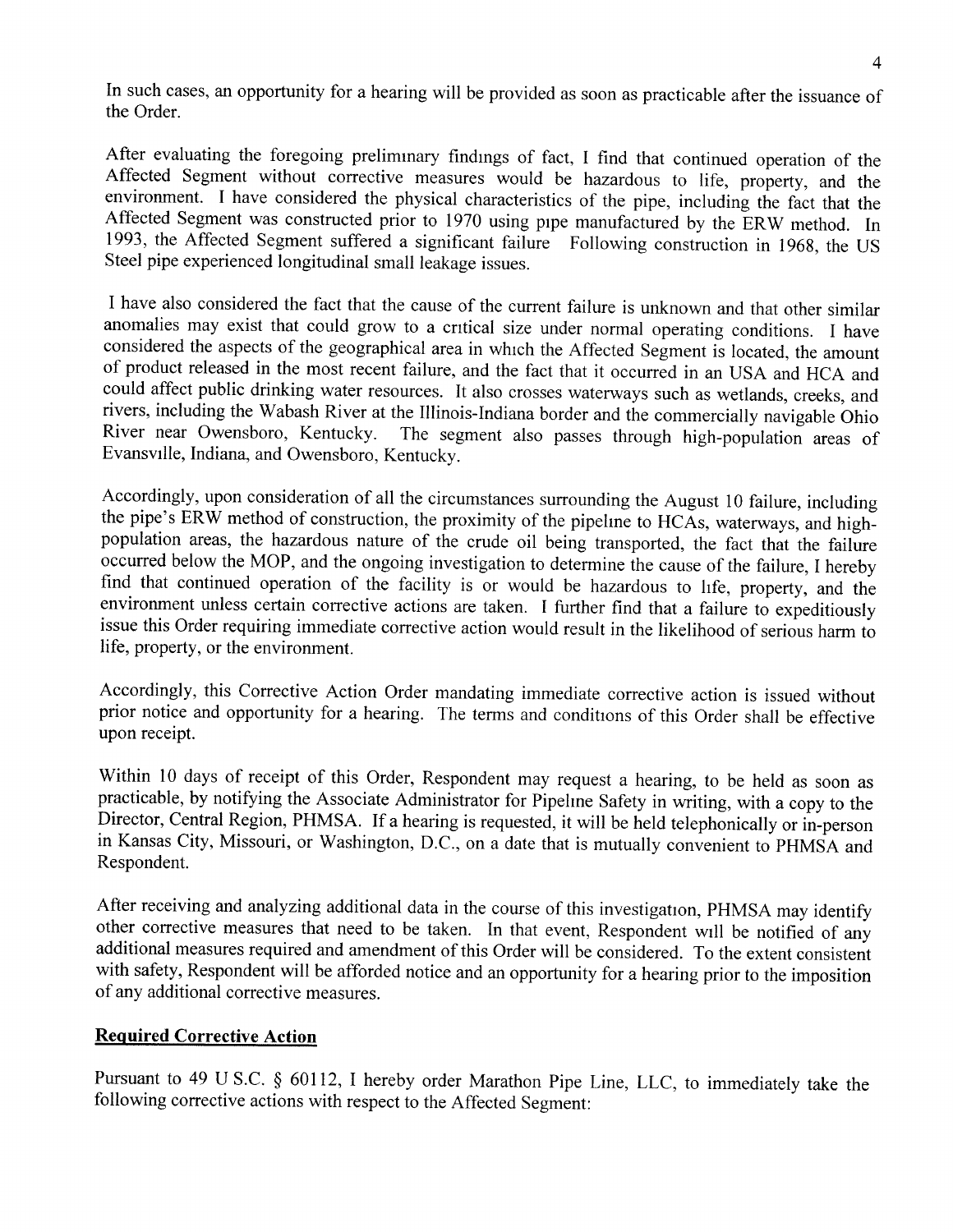In such cases, an opportunity for a hearing will be provided as soon as practicable after the issuance of the Order.

After evaluating the foregoing preliminary findings of fact, I find that continued operation of the Affected Segment without corrective measures would be hazardous to life, property, and the environment. I have considered the physical characteristics of the pipe, including the fact that the Affected Segment was constructed prior to 1970 using pipe manufactured by the ERW method. In 1993, the Affected Segment suffered a significant failure Following construction in 1968, the US Steel pipe experienced longitudinal small leakage issues.

I have also considered the fact that the cause of the current failure is unknown and that other similar anomalies may exist that could grow to a critical size under normal operating conditions. I have considered the aspects of the geographical area in which the Affected Segment is located, the amount of product released in the most recent failure, and the fact that it occurred in an USA and HCA and could affect public drinking water resources. It also crosses waterways such as wetlands, creeks, and rivers, including the Wabash River at the Illinois-Indiana border and the commercially navigable Ohio River near Owensboro, Kentucky. The segment also passes through high-population areas of Evansville, Indiana, and Owensboro, Kentucky.

Accordingly, upon consideration of all the circumstances surrounding the August 10 failure, including the pipe's ERW method of construction, the proximity of the pipeline to HCAs, waterways, and high-population areas, the hazardous nature of the crude oil being transported, the fact that the failure occurred below the MOP, and the ongoing investigation to determine the cause of the failure, I hereby find that continued operation of the facility is or would be hazardous to life, property, and the environment unless certain corrective actions are taken. I further find that a failure to expeditiously issue this Order requiring immediate corrective action would result in the likelihood of serious harm to life, property, or the environment.

Accordingly, this Corrective Action Order mandating immediate corrective action is issued without prior notice and opportunity for a hearing. The terms and conditions of this Order shall be effective upon receipt.

Within 10 days of receipt of this Order, Respondent may request a hearing, to be held as soon as practicable, by notifying the Associate Administrator for Pipeline Safety in writing, with a copy to the Director, Central Region, PHMSA. If a hearing is requested, it will be held telephonically or in-person in Kansas City, Missouri, or Washington, D.C., on a date that is mutually convenient to PHMSA and Respondent.

After receiving and analyzing additional data in the course of this investigation, PHMSA may identify other corrective measures that need to be taken. In that event, Respondent will be notified of any additional measures required and amendment of this Order will be considered. To the extent consistent with safety, Respondent will be afforded notice and an opportunity for a hearing prior to the imposition of any additional corrective measures.

## Required Corrective Action

Pursuant to 49 U.S.C. § 60112, I hereby order Marathon Pipe Line, LLC, to immediately take the following corrective actions with respect to the Affected Segment: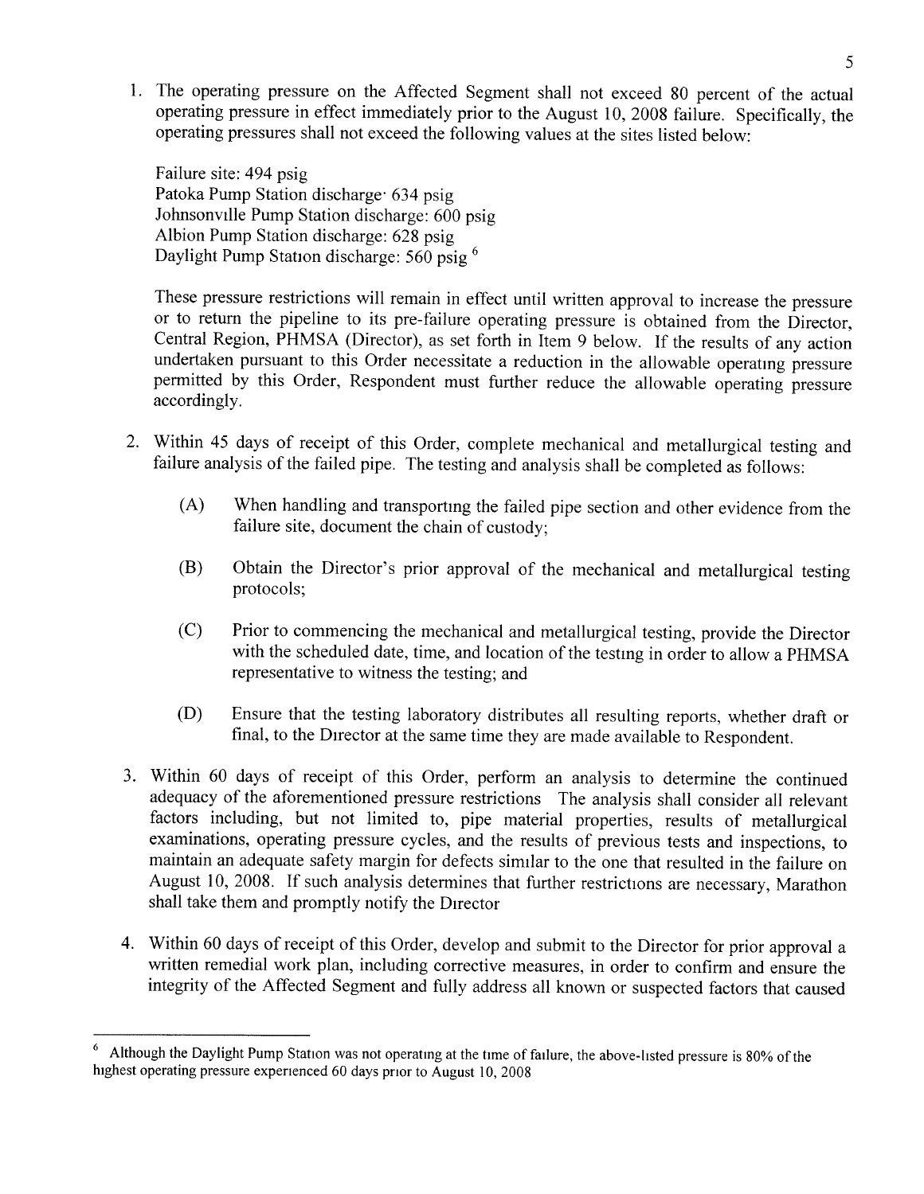1. The operating pressure on the Affected Segment shall not exceed 80 percent of the actual operating pressure in effect immediately prior to the August 10, 2008 failure. Specifically, the operating pressures shall not exceed the following values at the sites listed below:

   Failure site: 494 psig
   Patoka Pump Station discharge· 634 psig
   Johnsonville Pump Station discharge: 600 psig
   Albion Pump Station discharge: 628 psig
   Daylight Pump Station discharge: 560 psig [6]

   These pressure restrictions will remain in effect until written approval to increase the pressure or to return the pipeline to its pre-failure operating pressure is obtained from the Director, Central Region, PHMSA (Director), as set forth in Item 9 below. If the results of any action undertaken pursuant to this Order necessitate a reduction in the allowable operating pressure permitted by this Order, Respondent must further reduce the allowable operating pressure accordingly.

2. Within 45 days of receipt of this Order, complete mechanical and metallurgical testing and failure analysis of the failed pipe. The testing and analysis shall be completed as follows:

   (A) When handling and transporting the failed pipe section and other evidence from the failure site, document the chain of custody;

   (B) Obtain the Director's prior approval of the mechanical and metallurgical testing protocols;

   (C) Prior to commencing the mechanical and metallurgical testing, provide the Director with the scheduled date, time, and location of the testing in order to allow a PHMSA representative to witness the testing; and

   (D) Ensure that the testing laboratory distributes all resulting reports, whether draft or final, to the Director at the same time they are made available to Respondent.

3. Within 60 days of receipt of this Order, perform an analysis to determine the continued adequacy of the aforementioned pressure restrictions The analysis shall consider all relevant factors including, but not limited to, pipe material properties, results of metallurgical examinations, operating pressure cycles, and the results of previous tests and inspections, to maintain an adequate safety margin for defects similar to the one that resulted in the failure on August 10, 2008. If such analysis determines that further restrictions are necessary, Marathon shall take them and promptly notify the Director

4. Within 60 days of receipt of this Order, develop and submit to the Director for prior approval a written remedial work plan, including corrective measures, in order to confirm and ensure the integrity of the Affected Segment and fully address all known or suspected factors that caused

---

[6] Although the Daylight Pump Station was not operating at the time of failure, the above-listed pressure is 80% of the highest operating pressure experienced 60 days prior to August 10, 2008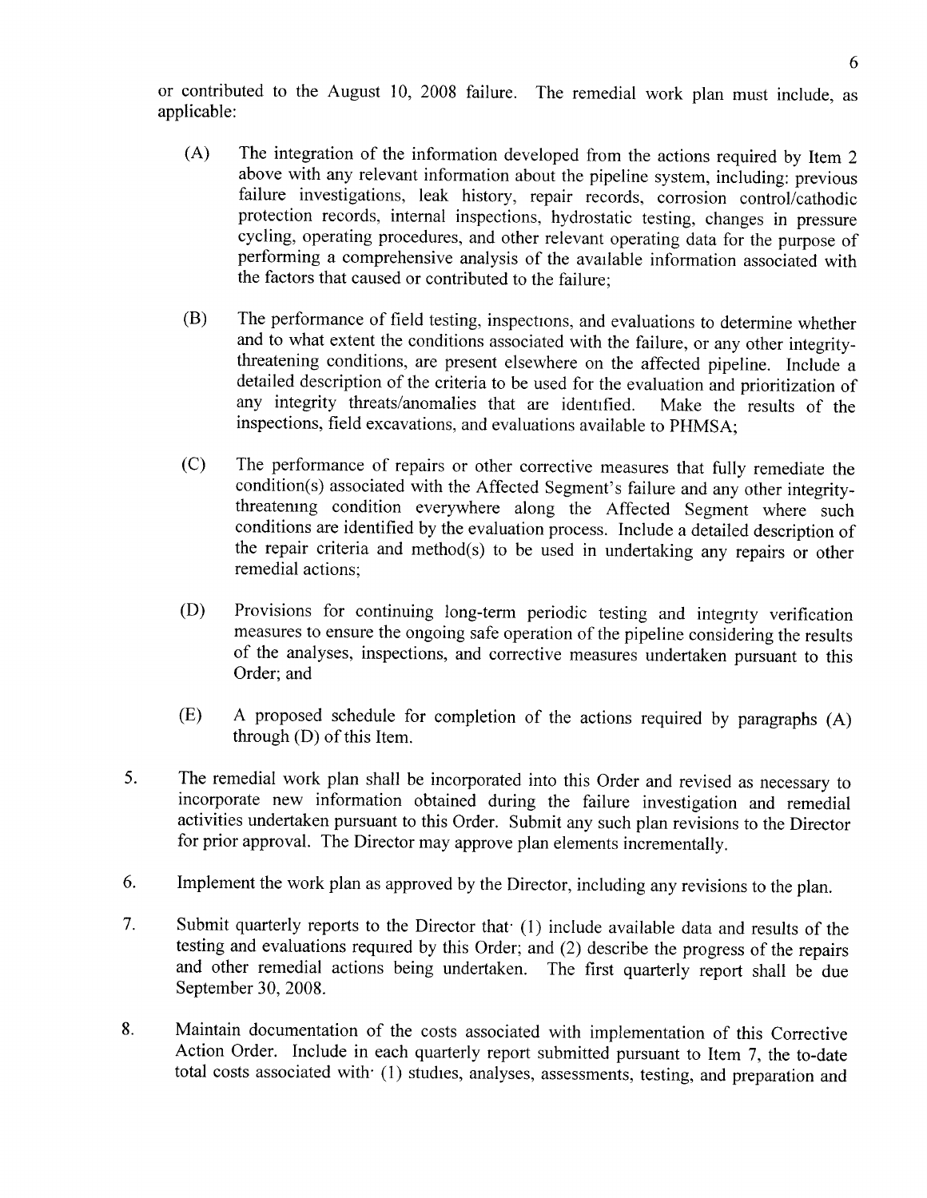or contributed to the August 10, 2008 failure. The remedial work plan must include, as applicable:

(A) The integration of the information developed from the actions required by Item 2 above with any relevant information about the pipeline system, including: previous failure investigations, leak history, repair records, corrosion control/cathodic protection records, internal inspections, hydrostatic testing, changes in pressure cycling, operating procedures, and other relevant operating data for the purpose of performing a comprehensive analysis of the available information associated with the factors that caused or contributed to the failure;

(B) The performance of field testing, inspections, and evaluations to determine whether and to what extent the conditions associated with the failure, or any other integrity-threatening conditions, are present elsewhere on the affected pipeline. Include a detailed description of the criteria to be used for the evaluation and prioritization of any integrity threats/anomalies that are identified. Make the results of the inspections, field excavations, and evaluations available to PHMSA;

(C) The performance of repairs or other corrective measures that fully remediate the condition(s) associated with the Affected Segment's failure and any other integrity-threatening condition everywhere along the Affected Segment where such conditions are identified by the evaluation process. Include a detailed description of the repair criteria and method(s) to be used in undertaking any repairs or other remedial actions;

(D) Provisions for continuing long-term periodic testing and integrity verification measures to ensure the ongoing safe operation of the pipeline considering the results of the analyses, inspections, and corrective measures undertaken pursuant to this Order; and

(E) A proposed schedule for completion of the actions required by paragraphs (A) through (D) of this Item.

5. The remedial work plan shall be incorporated into this Order and revised as necessary to incorporate new information obtained during the failure investigation and remedial activities undertaken pursuant to this Order. Submit any such plan revisions to the Director for prior approval. The Director may approve plan elements incrementally.

6. Implement the work plan as approved by the Director, including any revisions to the plan.

7. Submit quarterly reports to the Director that: (1) include available data and results of the testing and evaluations required by this Order; and (2) describe the progress of the repairs and other remedial actions being undertaken. The first quarterly report shall be due September 30, 2008.

8. Maintain documentation of the costs associated with implementation of this Corrective Action Order. Include in each quarterly report submitted pursuant to Item 7, the to-date total costs associated with: (1) studies, analyses, assessments, testing, and preparation and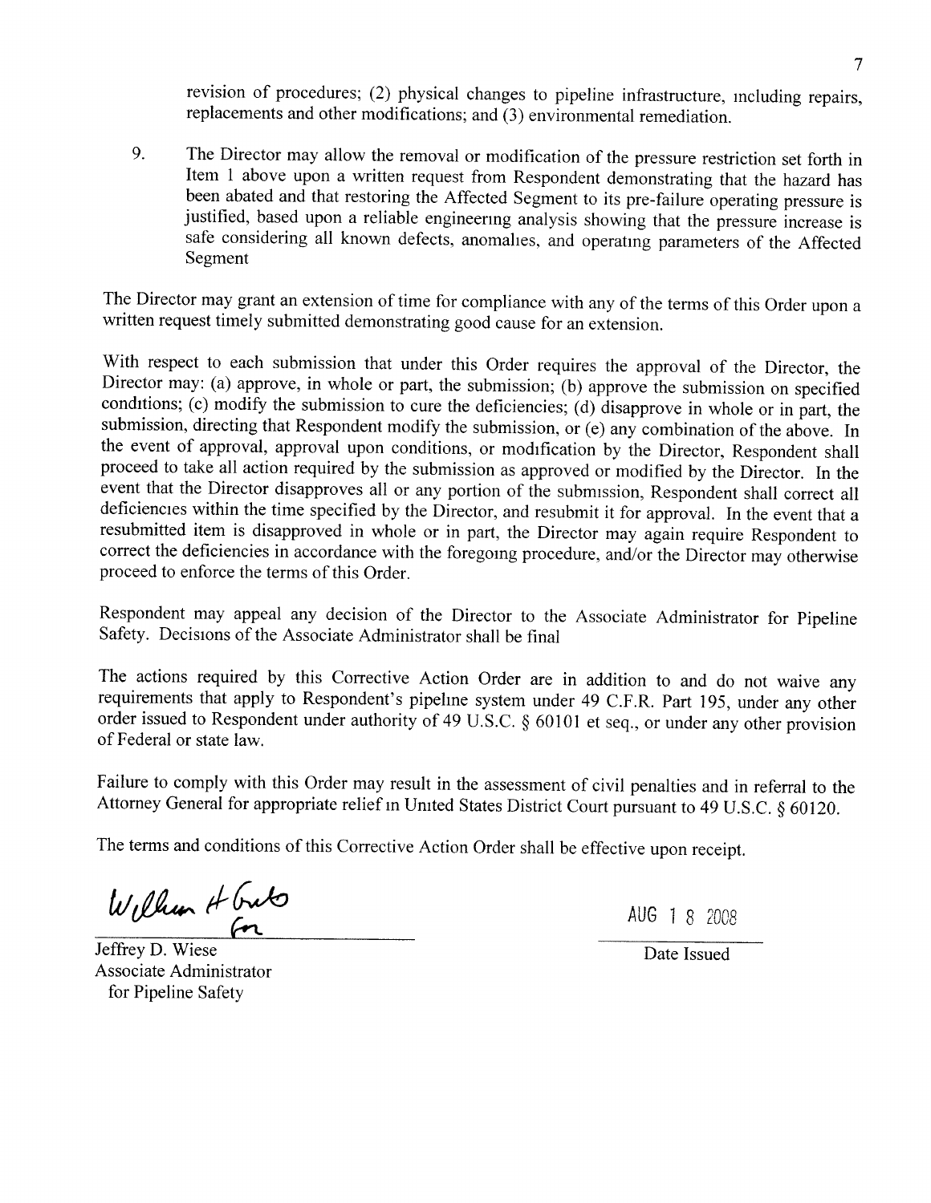revision of procedures; (2) physical changes to pipeline infrastructure, including repairs, replacements and other modifications; and (3) environmental remediation.

9. The Director may allow the removal or modification of the pressure restriction set forth in Item 1 above upon a written request from Respondent demonstrating that the hazard has been abated and that restoring the Affected Segment to its pre-failure operating pressure is justified, based upon a reliable engineering analysis showing that the pressure increase is safe considering all known defects, anomalies, and operating parameters of the Affected Segment

The Director may grant an extension of time for compliance with any of the terms of this Order upon a written request timely submitted demonstrating good cause for an extension.

With respect to each submission that under this Order requires the approval of the Director, the Director may: (a) approve, in whole or part, the submission; (b) approve the submission on specified conditions; (c) modify the submission to cure the deficiencies; (d) disapprove in whole or in part, the submission, directing that Respondent modify the submission, or (e) any combination of the above. In the event of approval, approval upon conditions, or modification by the Director, Respondent shall proceed to take all action required by the submission as approved or modified by the Director. In the event that the Director disapproves all or any portion of the submission, Respondent shall correct all deficiencies within the time specified by the Director, and resubmit it for approval. In the event that a resubmitted item is disapproved in whole or in part, the Director may again require Respondent to correct the deficiencies in accordance with the foregoing procedure, and/or the Director may otherwise proceed to enforce the terms of this Order.

Respondent may appeal any decision of the Director to the Associate Administrator for Pipeline Safety. Decisions of the Associate Administrator shall be final

The actions required by this Corrective Action Order are in addition to and do not waive any requirements that apply to Respondent's pipeline system under 49 C.F.R. Part 195, under any other order issued to Respondent under authority of 49 U.S.C. § 60101 et seq., or under any other provision of Federal or state law.

Failure to comply with this Order may result in the assessment of civil penalties and in referral to the Attorney General for appropriate relief in United States District Court pursuant to 49 U.S.C. § 60120.

The terms and conditions of this Corrective Action Order shall be effective upon receipt.

William H Gute
for

Jeffrey D. Wiese
Associate Administrator
for Pipeline Safety

AUG 18 2008

Date Issued